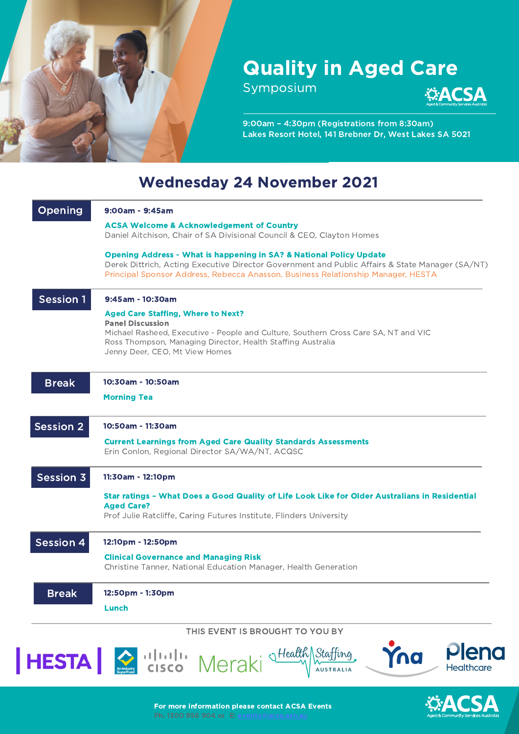# Quality in Aged Care

## Symposium

ACSA – Aged & Community Services Australia

9:00am – 4:30pm (Registrations from 8:30am)
Lakes Resort Hotel, 141 Brebner Dr, West Lakes SA 5021

## Wednesday 24 November 2021

### Opening

**9:00am - 9:45am**

**ACSA Welcome & Acknowledgement of Country**
Daniel Aitchison, Chair of SA Divisional Council & CEO, Clayton Homes

**Opening Address - What is happening in SA? & National Policy Update**
Derek Dittrich, Acting Executive Director Government and Public Affairs & State Manager (SA/NT)
Principal Sponsor Address, Rebecca Anasson, Business Relationship Manager, HESTA

### Session 1

**9:45am - 10:30am**

**Aged Care Staffing, Where to Next?**
**Panel Discussion**
Michael Rasheed, Executive - People and Culture, Southern Cross Care SA, NT and VIC
Ross Thompson, Managing Director, Health Staffing Australia
Jenny Deer, CEO, Mt View Homes

### Break

**10:30am - 10:50am**

**Morning Tea**

### Session 2

**10:50am - 11:30am**

**Current Learnings from Aged Care Quality Standards Assessments**
Erin Conlon, Regional Director SA/WA/NT, ACQSC

### Session 3

**11:30am - 12:10pm**

**Star ratings – What Does a Good Quality of Life Look Like for Older Australians in Residential Aged Care?**
Prof Julie Ratcliffe, Caring Futures Institute, Flinders University

### Session 4

**12:10pm - 12:50pm**

**Clinical Governance and Managing Risk**
Christine Tanner, National Education Manager, Health Generation

### Break

**12:50pm - 1:30pm**

**Lunch**

THIS EVENT IS BROUGHT TO YOU BY

HESTA | Cisco | Meraki | Health Staffing Australia | Yna | Plena Healthcare

**For more information please contact ACSA Events**
Ph: 1300 856 904 or E: events@acsa.asn.au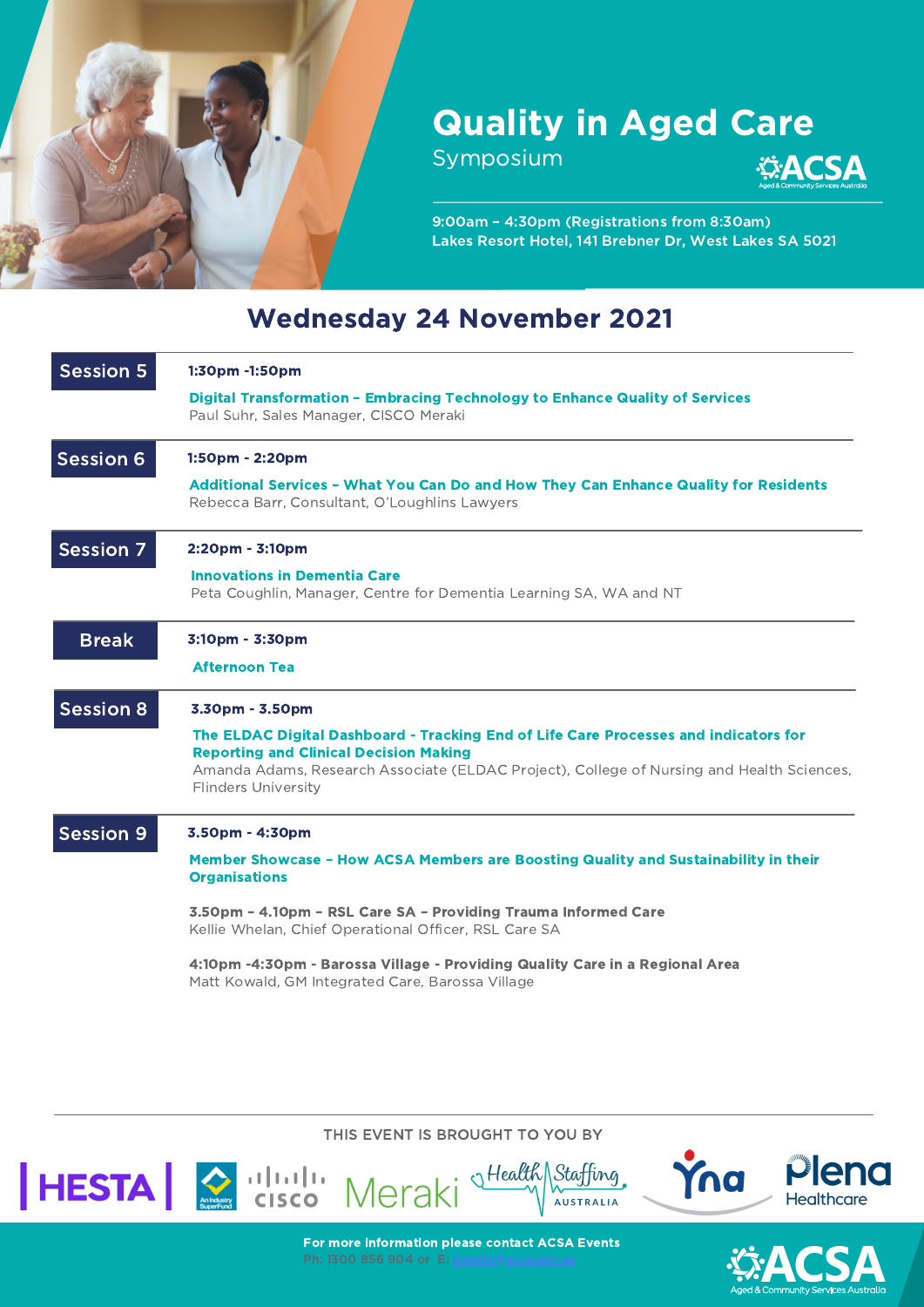# Quality in Aged Care

Symposium

ACSA Aged & Community Services Australia

9:00am – 4:30pm (Registrations from 8:30am)
Lakes Resort Hotel, 141 Brebner Dr, West Lakes SA 5021

## Wednesday 24 November 2021

**Session 5**

**1:30pm -1:50pm**

**Digital Transformation – Embracing Technology to Enhance Quality of Services**
Paul Suhr, Sales Manager, CISCO Meraki

**Session 6**

**1:50pm - 2:20pm**

**Additional Services – What You Can Do and How They Can Enhance Quality for Residents**
Rebecca Barr, Consultant, O'Loughlins Lawyers

**Session 7**

**2:20pm - 3:10pm**

**Innovations in Dementia Care**
Peta Coughlin, Manager, Centre for Dementia Learning SA, WA and NT

**Break**

**3:10pm - 3:30pm**

**Afternoon Tea**

**Session 8**

**3.30pm - 3.50pm**

**The ELDAC Digital Dashboard - Tracking End of Life Care Processes and indicators for Reporting and Clinical Decision Making**
Amanda Adams, Research Associate (ELDAC Project), College of Nursing and Health Sciences, Flinders University

**Session 9**

**3.50pm - 4:30pm**

**Member Showcase – How ACSA Members are Boosting Quality and Sustainability in their Organisations**

**3.50pm – 4.10pm – RSL Care SA – Providing Trauma Informed Care**
Kellie Whelan, Chief Operational Officer, RSL Care SA

**4:10pm -4:30pm - Barossa Village - Providing Quality Care in a Regional Area**
Matt Kowald, GM Integrated Care, Barossa Village

THIS EVENT IS BROUGHT TO YOU BY

HESTA | An Industry SuperFund | CISCO | Meraki | Health Staffing Australia | Yna | Plena Healthcare

**For more information please contact ACSA Events**
Ph: 1300 856 904 or E: events@acsa.asn.au

ACSA Aged & Community Services Australia